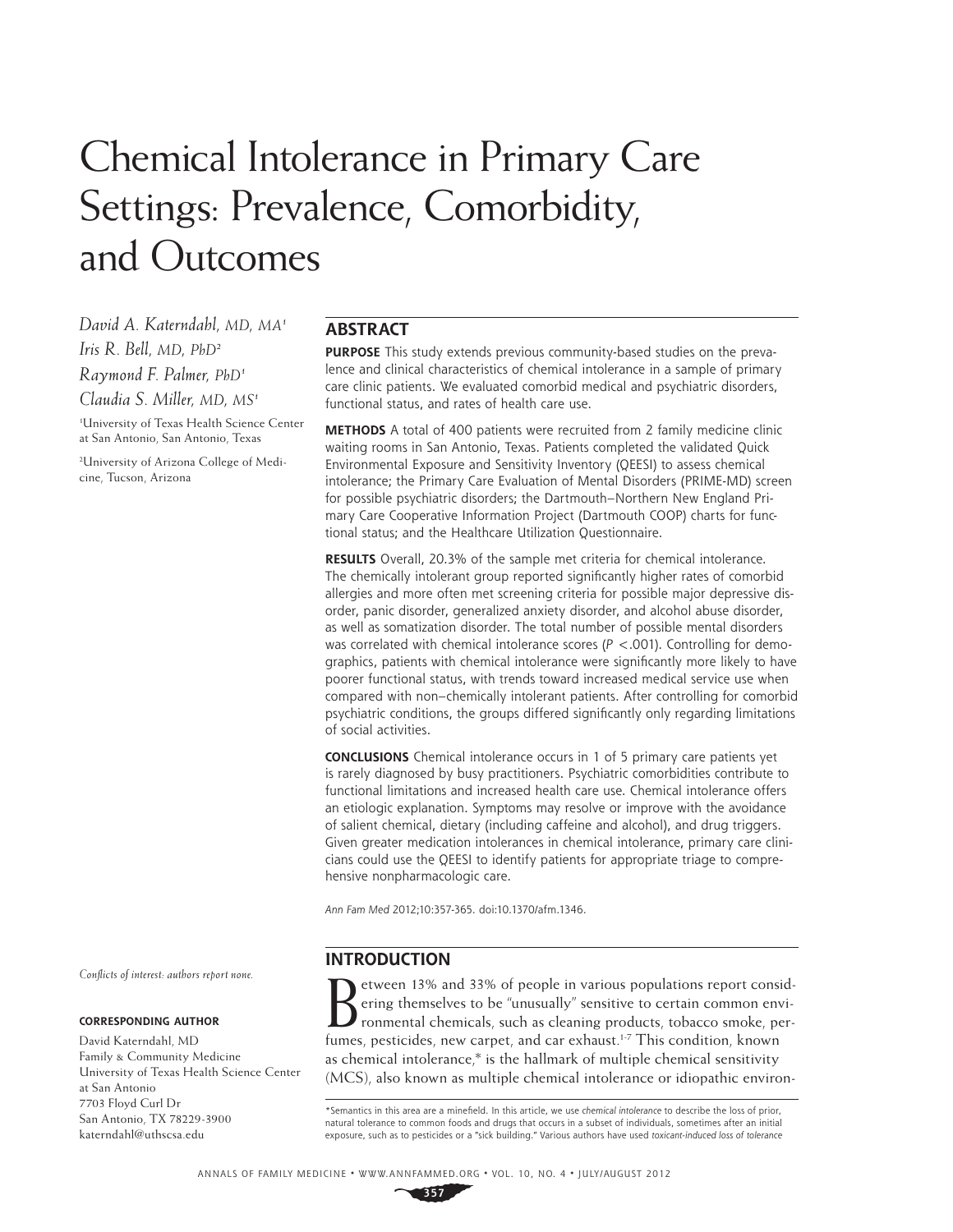# Chemical Intolerance in Primary Care Settings: Prevalence, Comorbidity, and Outcomes

*David A. Katerndahl, MD, MA*[1]
*Iris R. Bell, MD, PhD*[2]
*Raymond F. Palmer, PhD*[1]
*Claudia S. Miller, MD, MS*[1]

[1]University of Texas Health Science Center at San Antonio, San Antonio, Texas

[2]University of Arizona College of Medicine, Tucson, Arizona

## ABSTRACT

**PURPOSE** This study extends previous community-based studies on the prevalence and clinical characteristics of chemical intolerance in a sample of primary care clinic patients. We evaluated comorbid medical and psychiatric disorders, functional status, and rates of health care use.

**METHODS** A total of 400 patients were recruited from 2 family medicine clinic waiting rooms in San Antonio, Texas. Patients completed the validated Quick Environmental Exposure and Sensitivity Inventory (QEESI) to assess chemical intolerance; the Primary Care Evaluation of Mental Disorders (PRIME-MD) screen for possible psychiatric disorders; the Dartmouth–Northern New England Primary Care Cooperative Information Project (Dartmouth COOP) charts for functional status; and the Healthcare Utilization Questionnaire.

**RESULTS** Overall, 20.3% of the sample met criteria for chemical intolerance. The chemically intolerant group reported significantly higher rates of comorbid allergies and more often met screening criteria for possible major depressive disorder, panic disorder, generalized anxiety disorder, and alcohol abuse disorder, as well as somatization disorder. The total number of possible mental disorders was correlated with chemical intolerance scores ($P < .001$). Controlling for demographics, patients with chemical intolerance were significantly more likely to have poorer functional status, with trends toward increased medical service use when compared with non–chemically intolerant patients. After controlling for comorbid psychiatric conditions, the groups differed significantly only regarding limitations of social activities.

**CONCLUSIONS** Chemical intolerance occurs in 1 of 5 primary care patients yet is rarely diagnosed by busy practitioners. Psychiatric comorbidities contribute to functional limitations and increased health care use. Chemical intolerance offers an etiologic explanation. Symptoms may resolve or improve with the avoidance of salient chemical, dietary (including caffeine and alcohol), and drug triggers. Given greater medication intolerances in chemical intolerance, primary care clinicians could use the QEESI to identify patients for appropriate triage to comprehensive nonpharmacologic care.

*Ann Fam Med* 2012;10:357-365. doi:10.1370/afm.1346.

*Conflicts of interest: authors report none.*

**CORRESPONDING AUTHOR**

David Katerndahl, MD
Family & Community Medicine
University of Texas Health Science Center at San Antonio
7703 Floyd Curl Dr
San Antonio, TX 78229-3900
katerndahl@uthscsa.edu

## INTRODUCTION

Between 13% and 33% of people in various populations report considering themselves to be "unusually" sensitive to certain common environmental chemicals, such as cleaning products, tobacco smoke, perfumes, pesticides, new carpet, and car exhaust.[1-7] This condition, known as chemical intolerance,* is the hallmark of multiple chemical sensitivity (MCS), also known as multiple chemical intolerance or idiopathic environ-

*Semantics in this area are a minefield. In this article, we use *chemical intolerance* to describe the loss of prior, natural tolerance to common foods and drugs that occurs in a subset of individuals, sometimes after an initial exposure, such as to pesticides or a "sick building." Various authors have used *toxicant-induced loss of tolerance*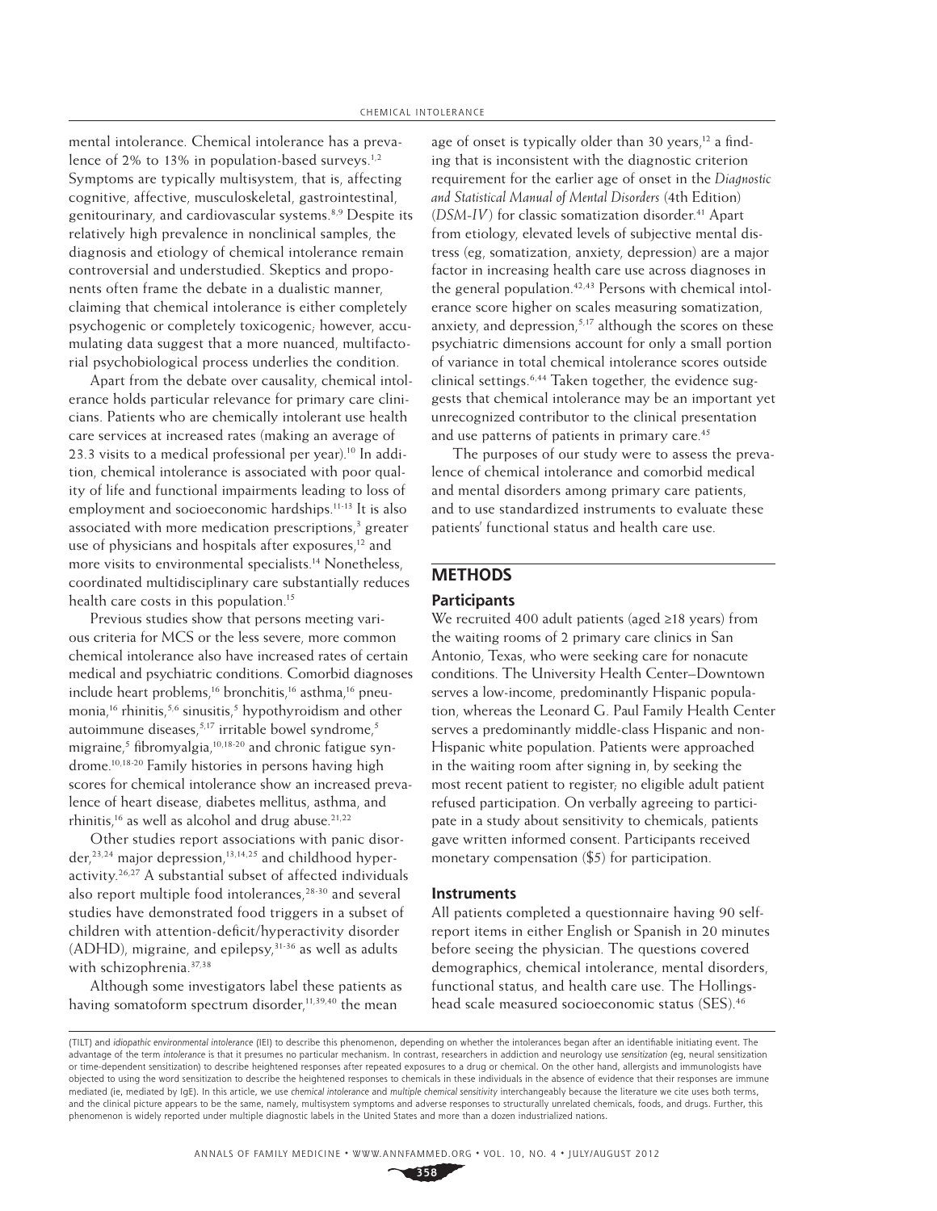mental intolerance. Chemical intolerance has a prevalence of 2% to 13% in population-based surveys.[1,2] Symptoms are typically multisystem, that is, affecting cognitive, affective, musculoskeletal, gastrointestinal, genitourinary, and cardiovascular systems.[8,9] Despite its relatively high prevalence in nonclinical samples, the diagnosis and etiology of chemical intolerance remain controversial and understudied. Skeptics and proponents often frame the debate in a dualistic manner, claiming that chemical intolerance is either completely psychogenic or completely toxicogenic; however, accumulating data suggest that a more nuanced, multifactorial psychobiological process underlies the condition.

Apart from the debate over causality, chemical intolerance holds particular relevance for primary care clinicians. Patients who are chemically intolerant use health care services at increased rates (making an average of 23.3 visits to a medical professional per year).[10] In addition, chemical intolerance is associated with poor quality of life and functional impairments leading to loss of employment and socioeconomic hardships.[11-13] It is also associated with more medication prescriptions,[3] greater use of physicians and hospitals after exposures,[12] and more visits to environmental specialists.[14] Nonetheless, coordinated multidisciplinary care substantially reduces health care costs in this population.[15]

Previous studies show that persons meeting various criteria for MCS or the less severe, more common chemical intolerance also have increased rates of certain medical and psychiatric conditions. Comorbid diagnoses include heart problems,[16] bronchitis,[16] asthma,[16] pneumonia,[16] rhinitis,[5,6] sinusitis,[5] hypothyroidism and other autoimmune diseases,[5,17] irritable bowel syndrome,[5] migraine,[5] fibromyalgia,[10,18-20] and chronic fatigue syndrome.[10,18-20] Family histories in persons having high scores for chemical intolerance show an increased prevalence of heart disease, diabetes mellitus, asthma, and rhinitis,[16] as well as alcohol and drug abuse.[21,22]

Other studies report associations with panic disorder,[23,24] major depression,[13,14,25] and childhood hyperactivity.[26,27] A substantial subset of affected individuals also report multiple food intolerances,[28-30] and several studies have demonstrated food triggers in a subset of children with attention-deficit/hyperactivity disorder (ADHD), migraine, and epilepsy,[31-36] as well as adults with schizophrenia.[37,38]

Although some investigators label these patients as having somatoform spectrum disorder,[11,39,40] the mean age of onset is typically older than 30 years,[12] a finding that is inconsistent with the diagnostic criterion requirement for the earlier age of onset in the *Diagnostic and Statistical Manual of Mental Disorders* (4th Edition) (*DSM-IV*) for classic somatization disorder.[41] Apart from etiology, elevated levels of subjective mental distress (eg, somatization, anxiety, depression) are a major factor in increasing health care use across diagnoses in the general population.[42,43] Persons with chemical intolerance score higher on scales measuring somatization, anxiety, and depression,[5,17] although the scores on these psychiatric dimensions account for only a small portion of variance in total chemical intolerance scores outside clinical settings.[6,44] Taken together, the evidence suggests that chemical intolerance may be an important yet unrecognized contributor to the clinical presentation and use patterns of patients in primary care.[45]

The purposes of our study were to assess the prevalence of chemical intolerance and comorbid medical and mental disorders among primary care patients, and to use standardized instruments to evaluate these patients' functional status and health care use.

## METHODS

### Participants

We recruited 400 adult patients (aged ≥18 years) from the waiting rooms of 2 primary care clinics in San Antonio, Texas, who were seeking care for nonacute conditions. The University Health Center–Downtown serves a low-income, predominantly Hispanic population, whereas the Leonard G. Paul Family Health Center serves a predominantly middle-class Hispanic and non-Hispanic white population. Patients were approached in the waiting room after signing in, by seeking the most recent patient to register; no eligible adult patient refused participation. On verbally agreeing to participate in a study about sensitivity to chemicals, patients gave written informed consent. Participants received monetary compensation ($5) for participation.

### Instruments

All patients completed a questionnaire having 90 self-report items in either English or Spanish in 20 minutes before seeing the physician. The questions covered demographics, chemical intolerance, mental disorders, functional status, and health care use. The Hollingshead scale measured socioeconomic status (SES).[46]

(TILT) and *idiopathic environmental intolerance* (IEI) to describe this phenomenon, depending on whether the intolerances began after an identifiable initiating event. The advantage of the term *intolerance* is that it presumes no particular mechanism. In contrast, researchers in addiction and neurology use *sensitization* (eg, neural sensitization or time-dependent sensitization) to describe heightened responses after repeated exposures to a drug or chemical. On the other hand, allergists and immunologists have objected to using the word sensitization to describe the heightened responses to chemicals in these individuals in the absence of evidence that their responses are immune mediated (ie, mediated by IgE). In this article, we use *chemical intolerance* and *multiple chemical sensitivity* interchangeably because the literature we cite uses both terms, and the clinical picture appears to be the same, namely, multisystem symptoms and adverse responses to structurally unrelated chemicals, foods, and drugs. Further, this phenomenon is widely reported under multiple diagnostic labels in the United States and more than a dozen industrialized nations.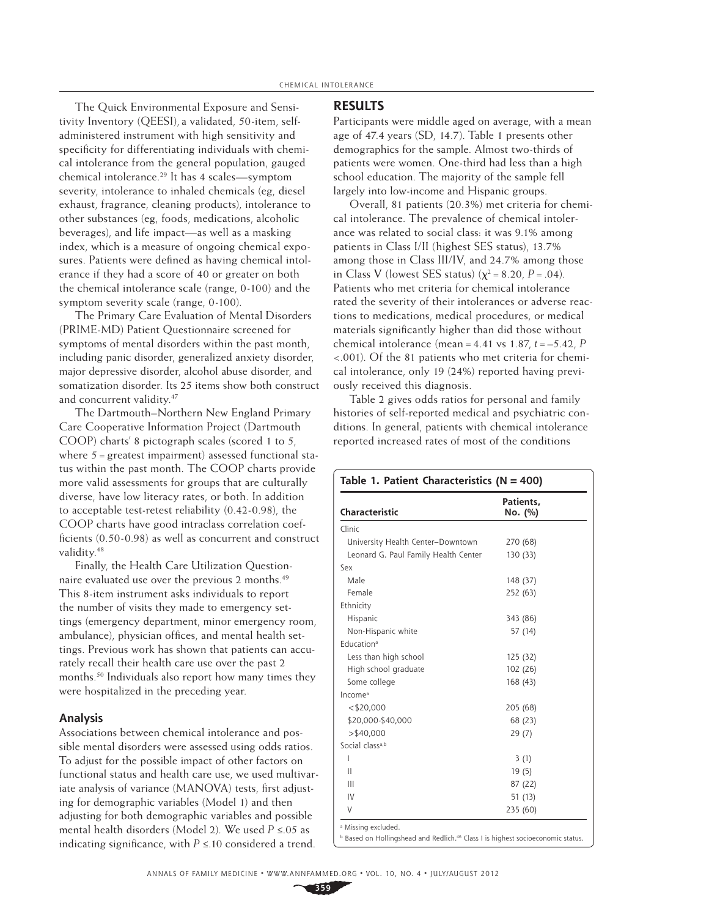The Quick Environmental Exposure and Sensitivity Inventory (QEESI), a validated, 50-item, self-administered instrument with high sensitivity and specificity for differentiating individuals with chemical intolerance from the general population, gauged chemical intolerance.[29] It has 4 scales—symptom severity, intolerance to inhaled chemicals (eg, diesel exhaust, fragrance, cleaning products), intolerance to other substances (eg, foods, medications, alcoholic beverages), and life impact—as well as a masking index, which is a measure of ongoing chemical exposures. Patients were defined as having chemical intolerance if they had a score of 40 or greater on both the chemical intolerance scale (range, 0-100) and the symptom severity scale (range, 0-100).

The Primary Care Evaluation of Mental Disorders (PRIME-MD) Patient Questionnaire screened for symptoms of mental disorders within the past month, including panic disorder, generalized anxiety disorder, major depressive disorder, alcohol abuse disorder, and somatization disorder. Its 25 items show both construct and concurrent validity.[47]

The Dartmouth–Northern New England Primary Care Cooperative Information Project (Dartmouth COOP) charts' 8 pictograph scales (scored 1 to 5, where 5 = greatest impairment) assessed functional status within the past month. The COOP charts provide more valid assessments for groups that are culturally diverse, have low literacy rates, or both. In addition to acceptable test-retest reliability (0.42-0.98), the COOP charts have good intraclass correlation coefficients (0.50-0.98) as well as concurrent and construct validity.[48]

Finally, the Health Care Utilization Questionnaire evaluated use over the previous 2 months.[49] This 8-item instrument asks individuals to report the number of visits they made to emergency settings (emergency department, minor emergency room, ambulance), physician offices, and mental health settings. Previous work has shown that patients can accurately recall their health care use over the past 2 months.[50] Individuals also report how many times they were hospitalized in the preceding year.

### Analysis

Associations between chemical intolerance and possible mental disorders were assessed using odds ratios. To adjust for the possible impact of other factors on functional status and health care use, we used multivariate analysis of variance (MANOVA) tests, first adjusting for demographic variables (Model 1) and then adjusting for both demographic variables and possible mental health disorders (Model 2). We used $P \leq .05$ as indicating significance, with $P \leq .10$ considered a trend.

## RESULTS

Participants were middle aged on average, with a mean age of 47.4 years (SD, 14.7). Table 1 presents other demographics for the sample. Almost two-thirds of patients were women. One-third had less than a high school education. The majority of the sample fell largely into low-income and Hispanic groups.

Overall, 81 patients (20.3%) met criteria for chemical intolerance. The prevalence of chemical intolerance was related to social class: it was 9.1% among patients in Class I/II (highest SES status), 13.7% among those in Class III/IV, and 24.7% among those in Class V (lowest SES status) ($\chi^2 = 8.20$, $P = .04$). Patients who met criteria for chemical intolerance rated the severity of their intolerances or adverse reactions to medications, medical procedures, or medical materials significantly higher than did those without chemical intolerance (mean = 4.41 vs 1.87, $t = -5.42$, $P < .001$). Of the 81 patients who met criteria for chemical intolerance, only 19 (24%) reported having previously received this diagnosis.

Table 2 gives odds ratios for personal and family histories of self-reported medical and psychiatric conditions. In general, patients with chemical intolerance reported increased rates of most of the conditions

**Table 1. Patient Characteristics (N = 400)**

| Characteristic | Patients, No. (%) |
|---|---|
| Clinic | |
| University Health Center–Downtown | 270 (68) |
| Leonard G. Paul Family Health Center | 130 (33) |
| Sex | |
| Male | 148 (37) |
| Female | 252 (63) |
| Ethnicity | |
| Hispanic | 343 (86) |
| Non-Hispanic white | 57 (14) |
| Education[a] | |
| Less than high school | 125 (32) |
| High school graduate | 102 (26) |
| Some college | 168 (43) |
| Income[a] | |
| <$20,000 | 205 (68) |
| $20,000-$40,000 | 68 (23) |
| >$40,000 | 29 (7) |
| Social class[a,b] | |
| I | 3 (1) |
| II | 19 (5) |
| III | 87 (22) |
| IV | 51 (13) |
| V | 235 (60) |

[a] Missing excluded.

[b] Based on Hollingshead and Redlich.[46] Class I is highest socioeconomic status.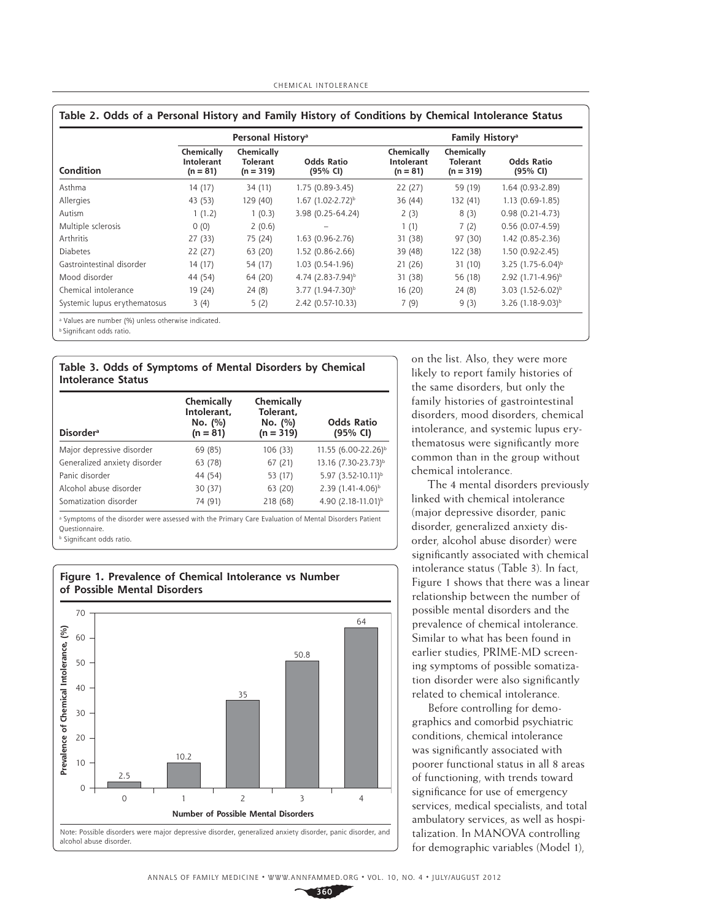**Table 2. Odds of a Personal History and Family History of Conditions by Chemical Intolerance Status**

| Condition | Personal History[a] | | | Family History[a] | | |
|---|---|---|---|---|---|---|
| | Chemically Intolerant (n = 81) | Chemically Tolerant (n = 319) | Odds Ratio (95% CI) | Chemically Intolerant (n = 81) | Chemically Tolerant (n = 319) | Odds Ratio (95% CI) |
| Asthma | 14 (17) | 34 (11) | 1.75 (0.89-3.45) | 22 (27) | 59 (19) | 1.64 (0.93-2.89) |
| Allergies | 43 (53) | 129 (40) | 1.67 (1.02-2.72)[b] | 36 (44) | 132 (41) | 1.13 (0.69-1.85) |
| Autism | 1 (1.2) | 1 (0.3) | 3.98 (0.25-64.24) | 2 (3) | 8 (3) | 0.98 (0.21-4.73) |
| Multiple sclerosis | 0 (0) | 2 (0.6) | – | 1 (1) | 7 (2) | 0.56 (0.07-4.59) |
| Arthritis | 27 (33) | 75 (24) | 1.63 (0.96-2.76) | 31 (38) | 97 (30) | 1.42 (0.85-2.36) |
| Diabetes | 22 (27) | 63 (20) | 1.52 (0.86-2.66) | 39 (48) | 122 (38) | 1.50 (0.92-2.45) |
| Gastrointestinal disorder | 14 (17) | 54 (17) | 1.03 (0.54-1.96) | 21 (26) | 31 (10) | 3.25 (1.75-6.04)[b] |
| Mood disorder | 44 (54) | 64 (20) | 4.74 (2.83-7.94)[b] | 31 (38) | 56 (18) | 2.92 (1.71-4.96)[b] |
| Chemical intolerance | 19 (24) | 24 (8) | 3.77 (1.94-7.30)[b] | 16 (20) | 24 (8) | 3.03 (1.52-6.02)[b] |
| Systemic lupus erythematosus | 3 (4) | 5 (2) | 2.42 (0.57-10.33) | 7 (9) | 9 (3) | 3.26 (1.18-9.03)[b] |

[a] Values are number (%) unless otherwise indicated.
[b] Significant odds ratio.

**Table 3. Odds of Symptoms of Mental Disorders by Chemical Intolerance Status**

| Disorder[a] | Chemically Intolerant, No. (%) (n = 81) | Chemically Tolerant, No. (%) (n = 319) | Odds Ratio (95% CI) |
|---|---|---|---|
| Major depressive disorder | 69 (85) | 106 (33) | 11.55 (6.00-22.26)[b] |
| Generalized anxiety disorder | 63 (78) | 67 (21) | 13.16 (7.30-23.73)[b] |
| Panic disorder | 44 (54) | 53 (17) | 5.97 (3.52-10.11)[b] |
| Alcohol abuse disorder | 30 (37) | 63 (20) | 2.39 (1.41-4.06)[b] |
| Somatization disorder | 74 (91) | 218 (68) | 4.90 (2.18-11.01)[b] |

[a] Symptoms of the disorder were assessed with the Primary Care Evaluation of Mental Disorders Patient Questionnaire.
[b] Significant odds ratio.

**Figure 1. Prevalence of Chemical Intolerance vs Number of Possible Mental Disorders**

| Number of Possible Mental Disorders | 0 | 1 | 2 | 3 | 4 |
|---|---|---|---|---|---|
| Prevalence of Chemical Intolerance (%) | 2.5 | 10.2 | 35 | 50.8 | 64 |

Note: Possible disorders were major depressive disorder, generalized anxiety disorder, panic disorder, and alcohol abuse disorder.

on the list. Also, they were more likely to report family histories of the same disorders, but only the family histories of gastrointestinal disorders, mood disorders, chemical intolerance, and systemic lupus erythematosus were significantly more common than in the group without chemical intolerance.

The 4 mental disorders previously linked with chemical intolerance (major depressive disorder, panic disorder, generalized anxiety disorder, alcohol abuse disorder) were significantly associated with chemical intolerance status (Table 3). In fact, Figure 1 shows that there was a linear relationship between the number of possible mental disorders and the prevalence of chemical intolerance. Similar to what has been found in earlier studies, PRIME-MD screening symptoms of possible somatization disorder were also significantly related to chemical intolerance.

Before controlling for demographics and comorbid psychiatric conditions, chemical intolerance was significantly associated with poorer functional status in all 8 areas of functioning, with trends toward significance for use of emergency services, medical specialists, and total ambulatory services, as well as hospitalization. In MANOVA controlling for demographic variables (Model 1),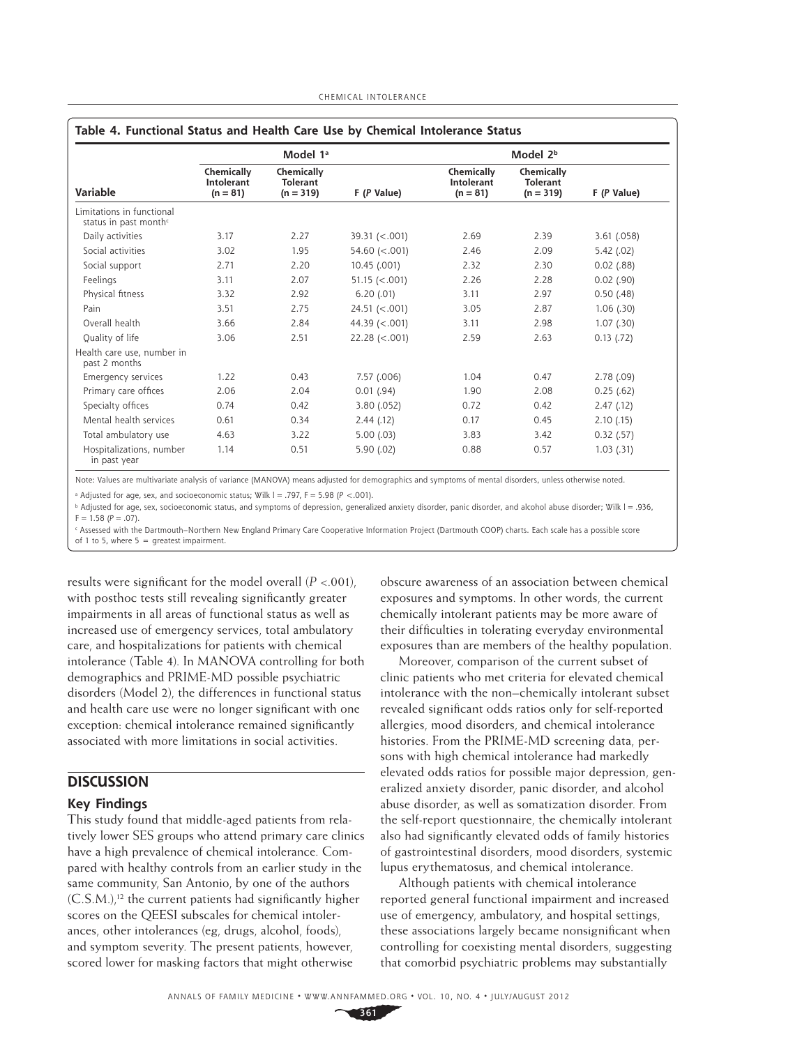**Table 4. Functional Status and Health Care Use by Chemical Intolerance Status**

| Variable | Model 1[a] | | | Model 2[b] | | |
|---|---|---|---|---|---|---|
| | Chemically Intolerant (n = 81) | Chemically Tolerant (n = 319) | F (P Value) | Chemically Intolerant (n = 81) | Chemically Tolerant (n = 319) | F (P Value) |
| Limitations in functional status in past month[c] | | | | | | |
| Daily activities | 3.17 | 2.27 | 39.31 (<.001) | 2.69 | 2.39 | 3.61 (.058) |
| Social activities | 3.02 | 1.95 | 54.60 (<.001) | 2.46 | 2.09 | 5.42 (.02) |
| Social support | 2.71 | 2.20 | 10.45 (.001) | 2.32 | 2.30 | 0.02 (.88) |
| Feelings | 3.11 | 2.07 | 51.15 (<.001) | 2.26 | 2.28 | 0.02 (.90) |
| Physical fitness | 3.32 | 2.92 | 6.20 (.01) | 3.11 | 2.97 | 0.50 (.48) |
| Pain | 3.51 | 2.75 | 24.51 (<.001) | 3.05 | 2.87 | 1.06 (.30) |
| Overall health | 3.66 | 2.84 | 44.39 (<.001) | 3.11 | 2.98 | 1.07 (.30) |
| Quality of life | 3.06 | 2.51 | 22.28 (<.001) | 2.59 | 2.63 | 0.13 (.72) |
| Health care use, number in past 2 months | | | | | | |
| Emergency services | 1.22 | 0.43 | 7.57 (.006) | 1.04 | 0.47 | 2.78 (.09) |
| Primary care offices | 2.06 | 2.04 | 0.01 (.94) | 1.90 | 2.08 | 0.25 (.62) |
| Specialty offices | 0.74 | 0.42 | 3.80 (.052) | 0.72 | 0.42 | 2.47 (.12) |
| Mental health services | 0.61 | 0.34 | 2.44 (.12) | 0.17 | 0.45 | 2.10 (.15) |
| Total ambulatory use | 4.63 | 3.22 | 5.00 (.03) | 3.83 | 3.42 | 0.32 (.57) |
| Hospitalizations, number in past year | 1.14 | 0.51 | 5.90 (.02) | 0.88 | 0.57 | 1.03 (.31) |

Note: Values are multivariate analysis of variance (MANOVA) means adjusted for demographics and symptoms of mental disorders, unless otherwise noted.

[a] Adjusted for age, sex, and socioeconomic status; Wilk l = .797, F = 5.98 (P <.001).

[b] Adjusted for age, sex, socioeconomic status, and symptoms of depression, generalized anxiety disorder, panic disorder, and alcohol abuse disorder; Wilk l = .936, F = 1.58 (P = .07).

[c] Assessed with the Dartmouth–Northern New England Primary Care Cooperative Information Project (Dartmouth COOP) charts. Each scale has a possible score of 1 to 5, where 5 = greatest impairment.

results were significant for the model overall (*P* <.001), with posthoc tests still revealing significantly greater impairments in all areas of functional status as well as increased use of emergency services, total ambulatory care, and hospitalizations for patients with chemical intolerance (Table 4). In MANOVA controlling for both demographics and PRIME-MD possible psychiatric disorders (Model 2), the differences in functional status and health care use were no longer significant with one exception: chemical intolerance remained significantly associated with more limitations in social activities.

## DISCUSSION

### Key Findings

This study found that middle-aged patients from relatively lower SES groups who attend primary care clinics have a high prevalence of chemical intolerance. Compared with healthy controls from an earlier study in the same community, San Antonio, by one of the authors (C.S.M.),[12] the current patients had significantly higher scores on the QEESI subscales for chemical intolerances, other intolerances (eg, drugs, alcohol, foods), and symptom severity. The present patients, however, scored lower for masking factors that might otherwise obscure awareness of an association between chemical exposures and symptoms. In other words, the current chemically intolerant patients may be more aware of their difficulties in tolerating everyday environmental exposures than are members of the healthy population.

Moreover, comparison of the current subset of clinic patients who met criteria for elevated chemical intolerance with the non–chemically intolerant subset revealed significant odds ratios only for self-reported allergies, mood disorders, and chemical intolerance histories. From the PRIME-MD screening data, persons with high chemical intolerance had markedly elevated odds ratios for possible major depression, generalized anxiety disorder, panic disorder, and alcohol abuse disorder, as well as somatization disorder. From the self-report questionnaire, the chemically intolerant also had significantly elevated odds of family histories of gastrointestinal disorders, mood disorders, systemic lupus erythematosus, and chemical intolerance.

Although patients with chemical intolerance reported general functional impairment and increased use of emergency, ambulatory, and hospital settings, these associations largely became nonsignificant when controlling for coexisting mental disorders, suggesting that comorbid psychiatric problems may substantially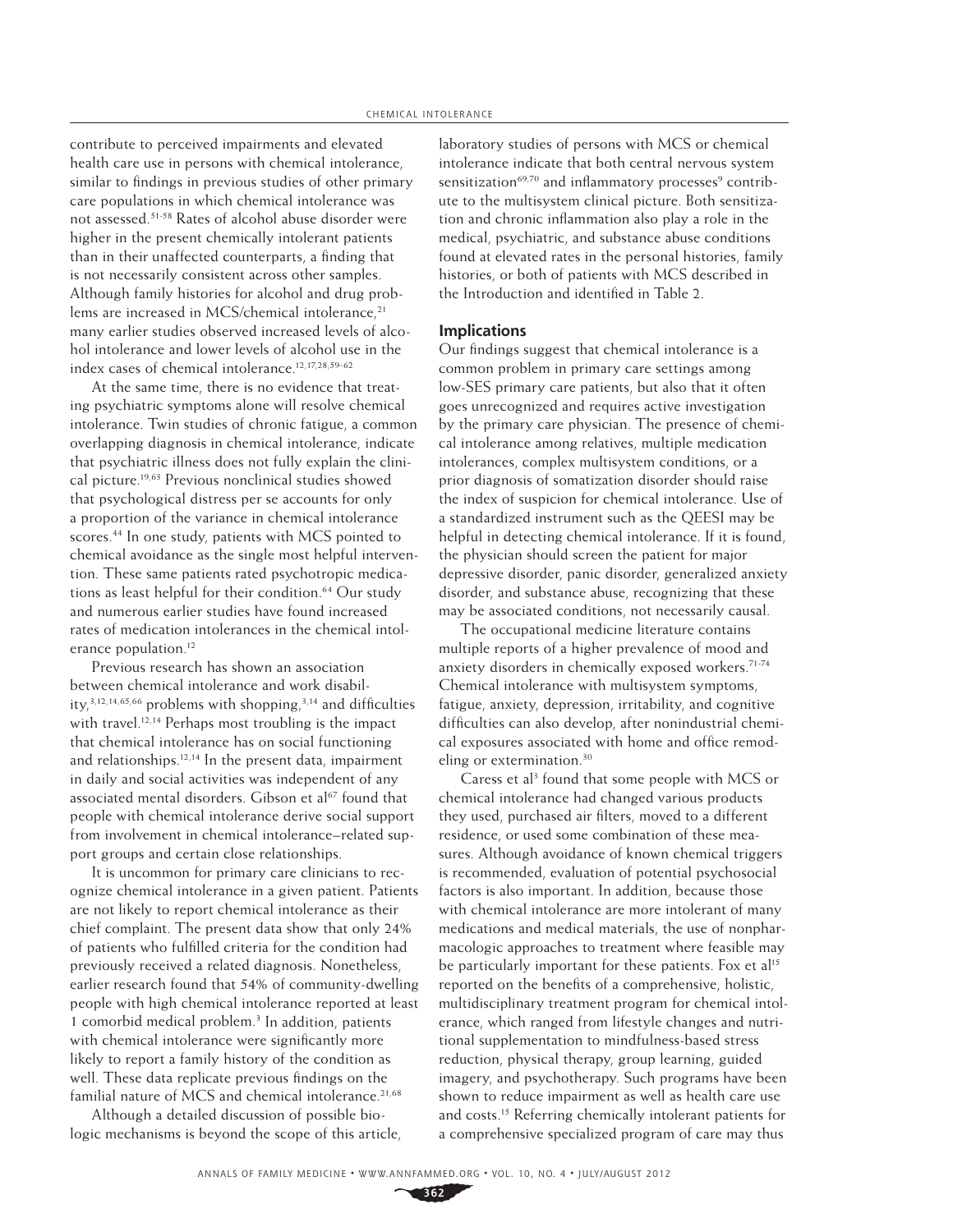contribute to perceived impairments and elevated health care use in persons with chemical intolerance, similar to findings in previous studies of other primary care populations in which chemical intolerance was not assessed.[51-58] Rates of alcohol abuse disorder were higher in the present chemically intolerant patients than in their unaffected counterparts, a finding that is not necessarily consistent across other samples. Although family histories for alcohol and drug problems are increased in MCS/chemical intolerance,[21] many earlier studies observed increased levels of alcohol intolerance and lower levels of alcohol use in the index cases of chemical intolerance.[12,17,28,59-62]

At the same time, there is no evidence that treating psychiatric symptoms alone will resolve chemical intolerance. Twin studies of chronic fatigue, a common overlapping diagnosis in chemical intolerance, indicate that psychiatric illness does not fully explain the clinical picture.[19,63] Previous nonclinical studies showed that psychological distress per se accounts for only a proportion of the variance in chemical intolerance scores.[44] In one study, patients with MCS pointed to chemical avoidance as the single most helpful intervention. These same patients rated psychotropic medications as least helpful for their condition.[64] Our study and numerous earlier studies have found increased rates of medication intolerances in the chemical intolerance population.[12]

Previous research has shown an association between chemical intolerance and work disability,[3,12,14,65,66] problems with shopping,[3,14] and difficulties with travel.[12,14] Perhaps most troubling is the impact that chemical intolerance has on social functioning and relationships.[12,14] In the present data, impairment in daily and social activities was independent of any associated mental disorders. Gibson et al[67] found that people with chemical intolerance derive social support from involvement in chemical intolerance–related support groups and certain close relationships.

It is uncommon for primary care clinicians to recognize chemical intolerance in a given patient. Patients are not likely to report chemical intolerance as their chief complaint. The present data show that only 24% of patients who fulfilled criteria for the condition had previously received a related diagnosis. Nonetheless, earlier research found that 54% of community-dwelling people with high chemical intolerance reported at least 1 comorbid medical problem.[3] In addition, patients with chemical intolerance were significantly more likely to report a family history of the condition as well. These data replicate previous findings on the familial nature of MCS and chemical intolerance.[21,68]

Although a detailed discussion of possible biologic mechanisms is beyond the scope of this article, laboratory studies of persons with MCS or chemical intolerance indicate that both central nervous system sensitization[69,70] and inflammatory processes[9] contribute to the multisystem clinical picture. Both sensitization and chronic inflammation also play a role in the medical, psychiatric, and substance abuse conditions found at elevated rates in the personal histories, family histories, or both of patients with MCS described in the Introduction and identified in Table 2.

## Implications

Our findings suggest that chemical intolerance is a common problem in primary care settings among low-SES primary care patients, but also that it often goes unrecognized and requires active investigation by the primary care physician. The presence of chemical intolerance among relatives, multiple medication intolerances, complex multisystem conditions, or a prior diagnosis of somatization disorder should raise the index of suspicion for chemical intolerance. Use of a standardized instrument such as the QEESI may be helpful in detecting chemical intolerance. If it is found, the physician should screen the patient for major depressive disorder, panic disorder, generalized anxiety disorder, and substance abuse, recognizing that these may be associated conditions, not necessarily causal.

The occupational medicine literature contains multiple reports of a higher prevalence of mood and anxiety disorders in chemically exposed workers.[71-74] Chemical intolerance with multisystem symptoms, fatigue, anxiety, depression, irritability, and cognitive difficulties can also develop, after nonindustrial chemical exposures associated with home and office remodeling or extermination.[30]

Caress et al[3] found that some people with MCS or chemical intolerance had changed various products they used, purchased air filters, moved to a different residence, or used some combination of these measures. Although avoidance of known chemical triggers is recommended, evaluation of potential psychosocial factors is also important. In addition, because those with chemical intolerance are more intolerant of many medications and medical materials, the use of nonpharmacologic approaches to treatment where feasible may be particularly important for these patients. Fox et al[15] reported on the benefits of a comprehensive, holistic, multidisciplinary treatment program for chemical intolerance, which ranged from lifestyle changes and nutritional supplementation to mindfulness-based stress reduction, physical therapy, group learning, guided imagery, and psychotherapy. Such programs have been shown to reduce impairment as well as health care use and costs.[15] Referring chemically intolerant patients for a comprehensive specialized program of care may thus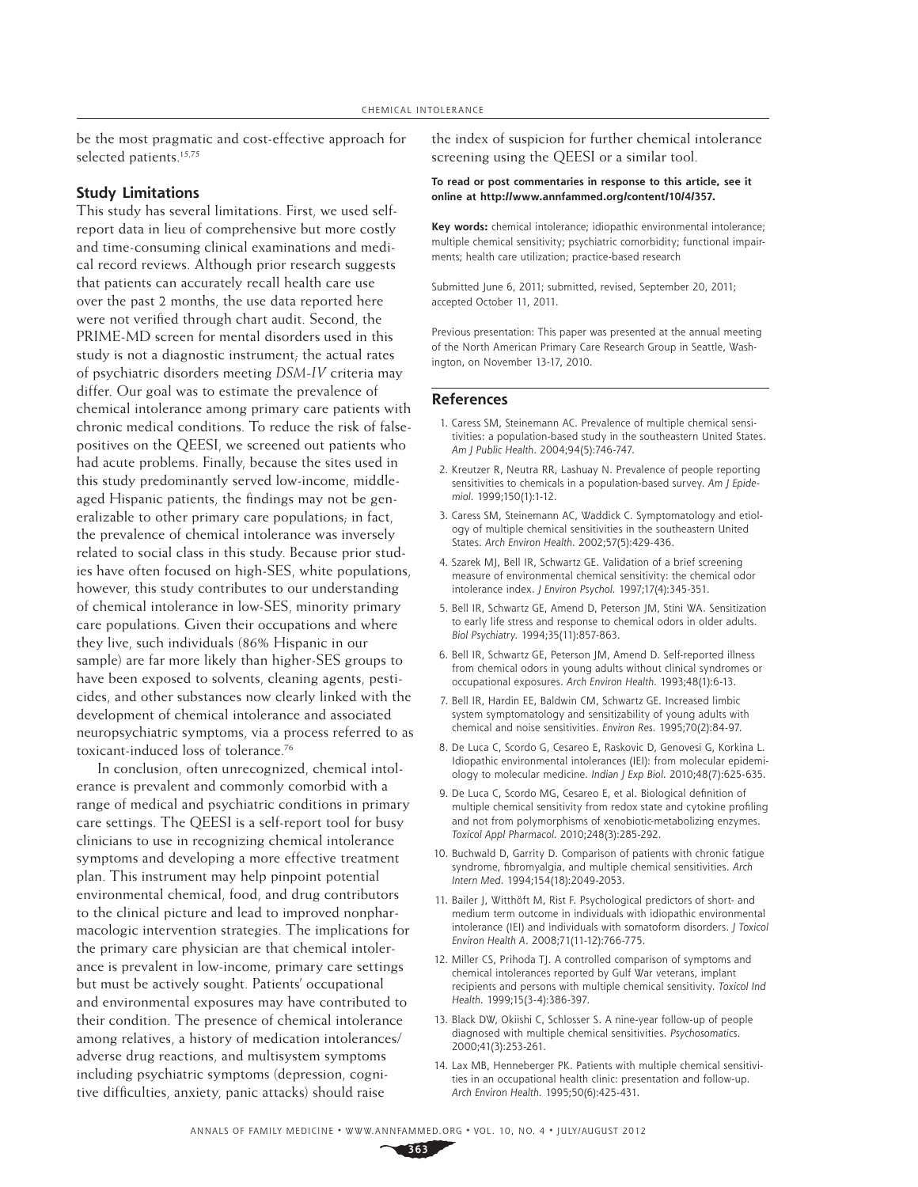be the most pragmatic and cost-effective approach for selected patients.[15,75]

## Study Limitations

This study has several limitations. First, we used self-report data in lieu of comprehensive but more costly and time-consuming clinical examinations and medical record reviews. Although prior research suggests that patients can accurately recall health care use over the past 2 months, the use data reported here were not verified through chart audit. Second, the PRIME-MD screen for mental disorders used in this study is not a diagnostic instrument; the actual rates of psychiatric disorders meeting *DSM-IV* criteria may differ. Our goal was to estimate the prevalence of chemical intolerance among primary care patients with chronic medical conditions. To reduce the risk of false-positives on the QEESI, we screened out patients who had acute problems. Finally, because the sites used in this study predominantly served low-income, middle-aged Hispanic patients, the findings may not be generalizable to other primary care populations; in fact, the prevalence of chemical intolerance was inversely related to social class in this study. Because prior studies have often focused on high-SES, white populations, however, this study contributes to our understanding of chemical intolerance in low-SES, minority primary care populations. Given their occupations and where they live, such individuals (86% Hispanic in our sample) are far more likely than higher-SES groups to have been exposed to solvents, cleaning agents, pesticides, and other substances now clearly linked with the development of chemical intolerance and associated neuropsychiatric symptoms, via a process referred to as toxicant-induced loss of tolerance.[76]

In conclusion, often unrecognized, chemical intolerance is prevalent and commonly comorbid with a range of medical and psychiatric conditions in primary care settings. The QEESI is a self-report tool for busy clinicians to use in recognizing chemical intolerance symptoms and developing a more effective treatment plan. This instrument may help pinpoint potential environmental chemical, food, and drug contributors to the clinical picture and lead to improved nonpharmacologic intervention strategies. The implications for the primary care physician are that chemical intolerance is prevalent in low-income, primary care settings but must be actively sought. Patients' occupational and environmental exposures may have contributed to their condition. The presence of chemical intolerance among relatives, a history of medication intolerances/adverse drug reactions, and multisystem symptoms including psychiatric symptoms (depression, cognitive difficulties, anxiety, panic attacks) should raise the index of suspicion for further chemical intolerance screening using the QEESI or a similar tool.

**To read or post commentaries in response to this article, see it online at http://www.annfammed.org/content/10/4/357.**

**Key words:** chemical intolerance; idiopathic environmental intolerance; multiple chemical sensitivity; psychiatric comorbidity; functional impairments; health care utilization; practice-based research

Submitted June 6, 2011; submitted, revised, September 20, 2011; accepted October 11, 2011.

Previous presentation: This paper was presented at the annual meeting of the North American Primary Care Research Group in Seattle, Washington, on November 13-17, 2010.

## References

1. Caress SM, Steinemann AC. Prevalence of multiple chemical sensitivities: a population-based study in the southeastern United States. *Am J Public Health*. 2004;94(5):746-747.
2. Kreutzer R, Neutra RR, Lashuay N. Prevalence of people reporting sensitivities to chemicals in a population-based survey. *Am J Epidemiol.* 1999;150(1):1-12.
3. Caress SM, Steinemann AC, Waddick C. Symptomatology and etiology of multiple chemical sensitivities in the southeastern United States. *Arch Environ Health*. 2002;57(5):429-436.
4. Szarek MJ, Bell IR, Schwartz GE. Validation of a brief screening measure of environmental chemical sensitivity: the chemical odor intolerance index. *J Environ Psychol.* 1997;17(4):345-351.
5. Bell IR, Schwartz GE, Amend D, Peterson JM, Stini WA. Sensitization to early life stress and response to chemical odors in older adults. *Biol Psychiatry.* 1994;35(11):857-863.
6. Bell IR, Schwartz GE, Peterson JM, Amend D. Self-reported illness from chemical odors in young adults without clinical syndromes or occupational exposures. *Arch Environ Health*. 1993;48(1):6-13.
7. Bell IR, Hardin EE, Baldwin CM, Schwartz GE. Increased limbic system symptomatology and sensitizability of young adults with chemical and noise sensitivities. *Environ Res.* 1995;70(2):84-97.
8. De Luca C, Scordo G, Cesareo E, Raskovic D, Genovesi G, Korkina L. Idiopathic environmental intolerances (IEI): from molecular epidemiology to molecular medicine. *Indian J Exp Biol.* 2010;48(7):625-635.
9. De Luca C, Scordo MG, Cesareo E, et al. Biological definition of multiple chemical sensitivity from redox state and cytokine profiling and not from polymorphisms of xenobiotic-metabolizing enzymes. *Toxicol Appl Pharmacol.* 2010;248(3):285-292.
10. Buchwald D, Garrity D. Comparison of patients with chronic fatigue syndrome, fibromyalgia, and multiple chemical sensitivities. *Arch Intern Med.* 1994;154(18):2049-2053.
11. Bailer J, Witthöft M, Rist F. Psychological predictors of short- and medium term outcome in individuals with idiopathic environmental intolerance (IEI) and individuals with somatoform disorders. *J Toxicol Environ Health A.* 2008;71(11-12):766-775.
12. Miller CS, Prihoda TJ. A controlled comparison of symptoms and chemical intolerances reported by Gulf War veterans, implant recipients and persons with multiple chemical sensitivity. *Toxicol Ind Health.* 1999;15(3-4):386-397.
13. Black DW, Okiishi C, Schlosser S. A nine-year follow-up of people diagnosed with multiple chemical sensitivities. *Psychosomatics.* 2000;41(3):253-261.
14. Lax MB, Henneberger PK. Patients with multiple chemical sensitivities in an occupational health clinic: presentation and follow-up. *Arch Environ Health.* 1995;50(6):425-431.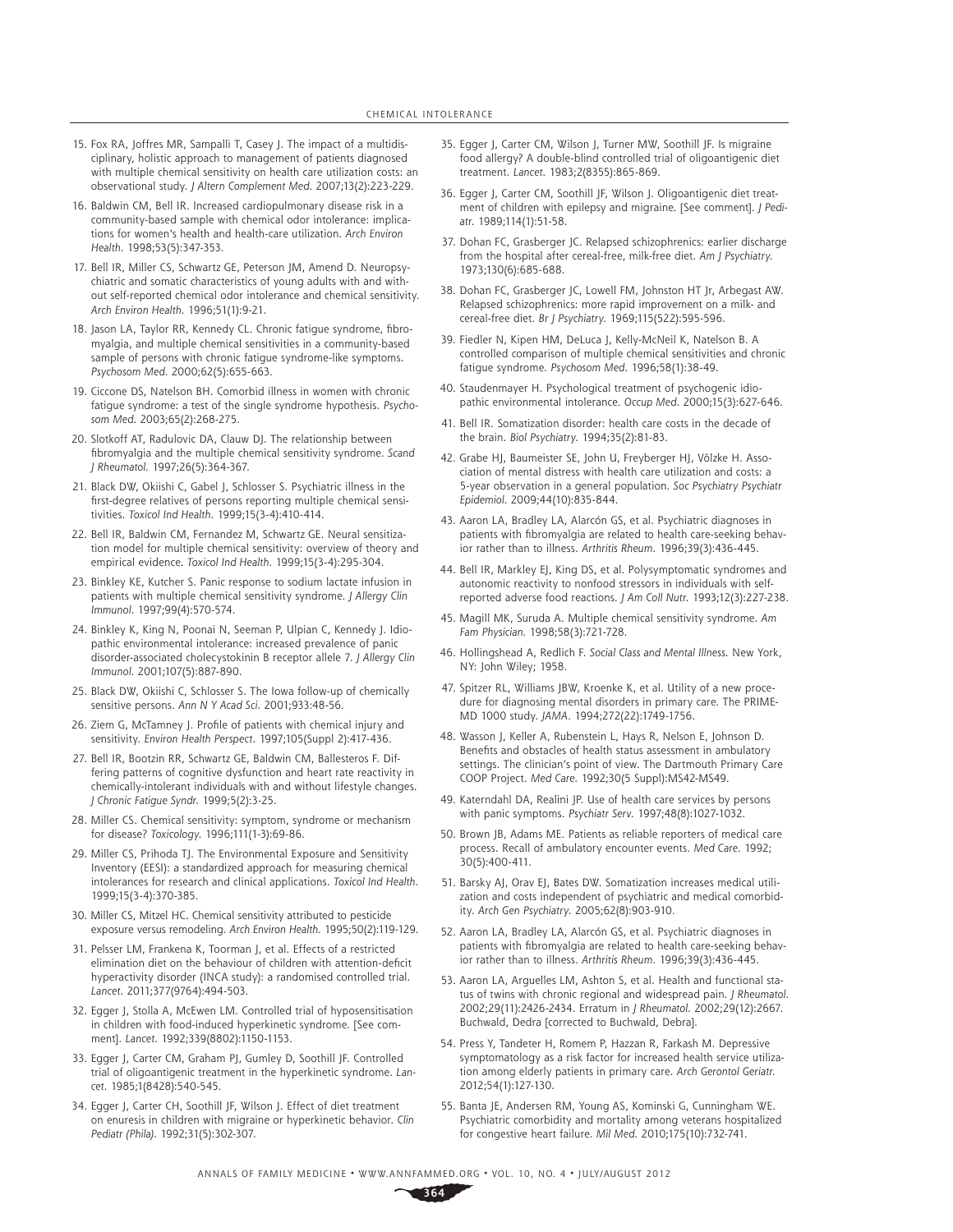15. Fox RA, Joffres MR, Sampalli T, Casey J. The impact of a multidisciplinary, holistic approach to management of patients diagnosed with multiple chemical sensitivity on health care utilization costs: an observational study. *J Altern Complement Med.* 2007;13(2):223-229.

16. Baldwin CM, Bell IR. Increased cardiopulmonary disease risk in a community-based sample with chemical odor intolerance: implications for women's health and health-care utilization. *Arch Environ Health.* 1998;53(5):347-353.

17. Bell IR, Miller CS, Schwartz GE, Peterson JM, Amend D. Neuropsychiatric and somatic characteristics of young adults with and without self-reported chemical odor intolerance and chemical sensitivity. *Arch Environ Health.* 1996;51(1):9-21.

18. Jason LA, Taylor RR, Kennedy CL. Chronic fatigue syndrome, fibromyalgia, and multiple chemical sensitivities in a community-based sample of persons with chronic fatigue syndrome-like symptoms. *Psychosom Med.* 2000;62(5):655-663.

19. Ciccone DS, Natelson BH. Comorbid illness in women with chronic fatigue syndrome: a test of the single syndrome hypothesis. *Psychosom Med.* 2003;65(2):268-275.

20. Slotkoff AT, Radulovic DA, Clauw DJ. The relationship between fibromyalgia and the multiple chemical sensitivity syndrome. *Scand J Rheumatol.* 1997;26(5):364-367.

21. Black DW, Okiishi C, Gabel J, Schlosser S. Psychiatric illness in the first-degree relatives of persons reporting multiple chemical sensitivities. *Toxicol Ind Health.* 1999;15(3-4):410-414.

22. Bell IR, Baldwin CM, Fernandez M, Schwartz GE. Neural sensitization model for multiple chemical sensitivity: overview of theory and empirical evidence. *Toxicol Ind Health.* 1999;15(3-4):295-304.

23. Binkley KE, Kutcher S. Panic response to sodium lactate infusion in patients with multiple chemical sensitivity syndrome. *J Allergy Clin Immunol.* 1997;99(4):570-574.

24. Binkley K, King N, Poonai N, Seeman P, Ulpian C, Kennedy J. Idiopathic environmental intolerance: increased prevalence of panic disorder-associated cholecystokinin B receptor allele 7. *J Allergy Clin Immunol.* 2001;107(5):887-890.

25. Black DW, Okiishi C, Schlosser S. The Iowa follow-up of chemically sensitive persons. *Ann N Y Acad Sci.* 2001;933:48-56.

26. Ziem G, McTamney J. Profile of patients with chemical injury and sensitivity. *Environ Health Perspect.* 1997;105(Suppl 2):417-436.

27. Bell IR, Bootzin RR, Schwartz GE, Baldwin CM, Ballesteros F. Differing patterns of cognitive dysfunction and heart rate reactivity in chemically-intolerant individuals with and without lifestyle changes. *J Chronic Fatigue Syndr.* 1999;5(2):3-25.

28. Miller CS. Chemical sensitivity: symptom, syndrome or mechanism for disease? *Toxicology.* 1996;111(1-3):69-86.

29. Miller CS, Prihoda TJ. The Environmental Exposure and Sensitivity Inventory (EESI): a standardized approach for measuring chemical intolerances for research and clinical applications. *Toxicol Ind Health.* 1999;15(3-4):370-385.

30. Miller CS, Mitzel HC. Chemical sensitivity attributed to pesticide exposure versus remodeling. *Arch Environ Health.* 1995;50(2):119-129.

31. Pelsser LM, Frankena K, Toorman J, et al. Effects of a restricted elimination diet on the behaviour of children with attention-deficit hyperactivity disorder (INCA study): a randomised controlled trial. *Lancet.* 2011;377(9764):494-503.

32. Egger J, Stolla A, McEwen LM. Controlled trial of hyposensitisation in children with food-induced hyperkinetic syndrome. [See comment]. *Lancet.* 1992;339(8802):1150-1153.

33. Egger J, Carter CM, Graham PJ, Gumley D, Soothill JF. Controlled trial of oligoantigenic treatment in the hyperkinetic syndrome. *Lancet.* 1985;1(8428):540-545.

34. Egger J, Carter CH, Soothill JF, Wilson J. Effect of diet treatment on enuresis in children with migraine or hyperkinetic behavior. *Clin Pediatr (Phila).* 1992;31(5):302-307.

35. Egger J, Carter CM, Wilson J, Turner MW, Soothill JF. Is migraine food allergy? A double-blind controlled trial of oligoantigenic diet treatment. *Lancet.* 1983;2(8355):865-869.

36. Egger J, Carter CM, Soothill JF, Wilson J. Oligoantigenic diet treatment of children with epilepsy and migraine. [See comment]. *J Pediatr.* 1989;114(1):51-58.

37. Dohan FC, Grasberger JC. Relapsed schizophrenics: earlier discharge from the hospital after cereal-free, milk-free diet. *Am J Psychiatry.* 1973;130(6):685-688.

38. Dohan FC, Grasberger JC, Lowell FM, Johnston HT Jr, Arbegast AW. Relapsed schizophrenics: more rapid improvement on a milk- and cereal-free diet. *Br J Psychiatry.* 1969;115(522):595-596.

39. Fiedler N, Kipen HM, DeLuca J, Kelly-McNeil K, Natelson B. A controlled comparison of multiple chemical sensitivities and chronic fatigue syndrome. *Psychosom Med.* 1996;58(1):38-49.

40. Staudenmayer H. Psychological treatment of psychogenic idiopathic environmental intolerance. *Occup Med.* 2000;15(3):627-646.

41. Bell IR. Somatization disorder: health care costs in the decade of the brain. *Biol Psychiatry.* 1994;35(2):81-83.

42. Grabe HJ, Baumeister SE, John U, Freyberger HJ, Völzke H. Association of mental distress with health care utilization and costs: a 5-year observation in a general population. *Soc Psychiatry Psychiatr Epidemiol.* 2009;44(10):835-844.

43. Aaron LA, Bradley LA, Alarcón GS, et al. Psychiatric diagnoses in patients with fibromyalgia are related to health care-seeking behavior rather than to illness. *Arthritis Rheum.* 1996;39(3):436-445.

44. Bell IR, Markley EJ, King DS, et al. Polysymptomatic syndromes and autonomic reactivity to nonfood stressors in individuals with self-reported adverse food reactions. *J Am Coll Nutr.* 1993;12(3):227-238.

45. Magill MK, Suruda A. Multiple chemical sensitivity syndrome. *Am Fam Physician.* 1998;58(3):721-728.

46. Hollingshead A, Redlich F. *Social Class and Mental Illness.* New York, NY: John Wiley; 1958.

47. Spitzer RL, Williams JBW, Kroenke K, et al. Utility of a new procedure for diagnosing mental disorders in primary care. The PRIME-MD 1000 study. *JAMA.* 1994;272(22):1749-1756.

48. Wasson J, Keller A, Rubenstein L, Hays R, Nelson E, Johnson D. Benefits and obstacles of health status assessment in ambulatory settings. The clinician's point of view. The Dartmouth Primary Care COOP Project. *Med Care.* 1992;30(5 Suppl):MS42-MS49.

49. Katerndahl DA, Realini JP. Use of health care services by persons with panic symptoms. *Psychiatr Serv.* 1997;48(8):1027-1032.

50. Brown JB, Adams ME. Patients as reliable reporters of medical care process. Recall of ambulatory encounter events. *Med Care.* 1992; 30(5):400-411.

51. Barsky AJ, Orav EJ, Bates DW. Somatization increases medical utilization and costs independent of psychiatric and medical comorbidity. *Arch Gen Psychiatry.* 2005;62(8):903-910.

52. Aaron LA, Bradley LA, Alarcón GS, et al. Psychiatric diagnoses in patients with fibromyalgia are related to health care-seeking behavior rather than to illness. *Arthritis Rheum.* 1996;39(3):436-445.

53. Aaron LA, Arguelles LM, Ashton S, et al. Health and functional status of twins with chronic regional and widespread pain. *J Rheumatol.* 2002;29(11):2426-2434. Erratum in *J Rheumatol.* 2002;29(12):2667. Buchwald, Dedra [corrected to Buchwald, Debra].

54. Press Y, Tandeter H, Romem P, Hazzan R, Farkash M. Depressive symptomatology as a risk factor for increased health service utilization among elderly patients in primary care. *Arch Gerontol Geriatr.* 2012;54(1):127-130.

55. Banta JE, Andersen RM, Young AS, Kominski G, Cunningham WE. Psychiatric comorbidity and mortality among veterans hospitalized for congestive heart failure. *Mil Med.* 2010;175(10):732-741.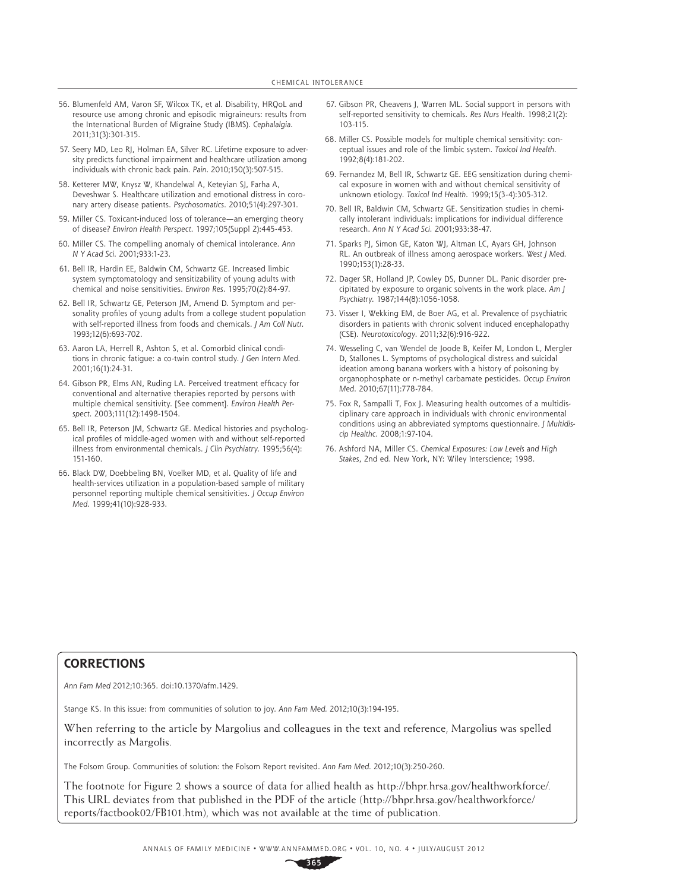56. Blumenfeld AM, Varon SF, Wilcox TK, et al. Disability, HRQoL and resource use among chronic and episodic migraineurs: results from the International Burden of Migraine Study (IBMS). *Cephalalgia.* 2011;31(3):301-315.

57. Seery MD, Leo RJ, Holman EA, Silver RC. Lifetime exposure to adversity predicts functional impairment and healthcare utilization among individuals with chronic back pain. *Pain.* 2010;150(3):507-515.

58. Ketterer MW, Knysz W, Khandelwal A, Keteyian SJ, Farha A, Deveshwar S. Healthcare utilization and emotional distress in coronary artery disease patients. *Psychosomatics.* 2010;51(4):297-301.

59. Miller CS. Toxicant-induced loss of tolerance—an emerging theory of disease? *Environ Health Perspect.* 1997;105(Suppl 2):445-453.

60. Miller CS. The compelling anomaly of chemical intolerance. *Ann N Y Acad Sci.* 2001;933:1-23.

61. Bell IR, Hardin EE, Baldwin CM, Schwartz GE. Increased limbic system symptomatology and sensitizability of young adults with chemical and noise sensitivities. *Environ Res.* 1995;70(2):84-97.

62. Bell IR, Schwartz GE, Peterson JM, Amend D. Symptom and personality profiles of young adults from a college student population with self-reported illness from foods and chemicals. *J Am Coll Nutr.* 1993;12(6):693-702.

63. Aaron LA, Herrell R, Ashton S, et al. Comorbid clinical conditions in chronic fatigue: a co-twin control study. *J Gen Intern Med.* 2001;16(1):24-31.

64. Gibson PR, Elms AN, Ruding LA. Perceived treatment efficacy for conventional and alternative therapies reported by persons with multiple chemical sensitivity. [See comment]. *Environ Health Perspect.* 2003;111(12):1498-1504.

65. Bell IR, Peterson JM, Schwartz GE. Medical histories and psychological profiles of middle-aged women with and without self-reported illness from environmental chemicals. *J Clin Psychiatry.* 1995;56(4): 151-160.

66. Black DW, Doebbeling BN, Voelker MD, et al. Quality of life and health-services utilization in a population-based sample of military personnel reporting multiple chemical sensitivities. *J Occup Environ Med.* 1999;41(10):928-933.

67. Gibson PR, Cheavens J, Warren ML. Social support in persons with self-reported sensitivity to chemicals. *Res Nurs Health.* 1998;21(2): 103-115.

68. Miller CS. Possible models for multiple chemical sensitivity: conceptual issues and role of the limbic system. *Toxicol Ind Health.* 1992;8(4):181-202.

69. Fernandez M, Bell IR, Schwartz GE. EEG sensitization during chemical exposure in women with and without chemical sensitivity of unknown etiology. *Toxicol Ind Health.* 1999;15(3-4):305-312.

70. Bell IR, Baldwin CM, Schwartz GE. Sensitization studies in chemically intolerant individuals: implications for individual difference research. *Ann N Y Acad Sci.* 2001;933:38-47.

71. Sparks PJ, Simon GE, Katon WJ, Altman LC, Ayars GH, Johnson RL. An outbreak of illness among aerospace workers. *West J Med.* 1990;153(1):28-33.

72. Dager SR, Holland JP, Cowley DS, Dunner DL. Panic disorder precipitated by exposure to organic solvents in the work place. *Am J Psychiatry.* 1987;144(8):1056-1058.

73. Visser I, Wekking EM, de Boer AG, et al. Prevalence of psychiatric disorders in patients with chronic solvent induced encephalopathy (CSE). *Neurotoxicology.* 2011;32(6):916-922.

74. Wesseling C, van Wendel de Joode B, Keifer M, London L, Mergler D, Stallones L. Symptoms of psychological distress and suicidal ideation among banana workers with a history of poisoning by organophosphate or n-methyl carbamate pesticides. *Occup Environ Med.* 2010;67(11):778-784.

75. Fox R, Sampalli T, Fox J. Measuring health outcomes of a multidisciplinary care approach in individuals with chronic environmental conditions using an abbreviated symptoms questionnaire. *J Multidiscip Healthc.* 2008;1:97-104.

76. Ashford NA, Miller CS. *Chemical Exposures: Low Levels and High Stakes*, 2nd ed. New York, NY: Wiley Interscience; 1998.

## CORRECTIONS

*Ann Fam Med* 2012;10:365. doi:10.1370/afm.1429.

Stange KS. In this issue: from communities of solution to joy. *Ann Fam Med.* 2012;10(3):194-195.

When referring to the article by Margolius and colleagues in the text and reference, Margolius was spelled incorrectly as Margolis.

The Folsom Group. Communities of solution: the Folsom Report revisited. *Ann Fam Med.* 2012;10(3):250-260.

The footnote for Figure 2 shows a source of data for allied health as http://bhpr.hrsa.gov/healthworkforce/. This URL deviates from that published in the PDF of the article (http://bhpr.hrsa.gov/healthworkforce/reports/factbook02/FB101.htm), which was not available at the time of publication.